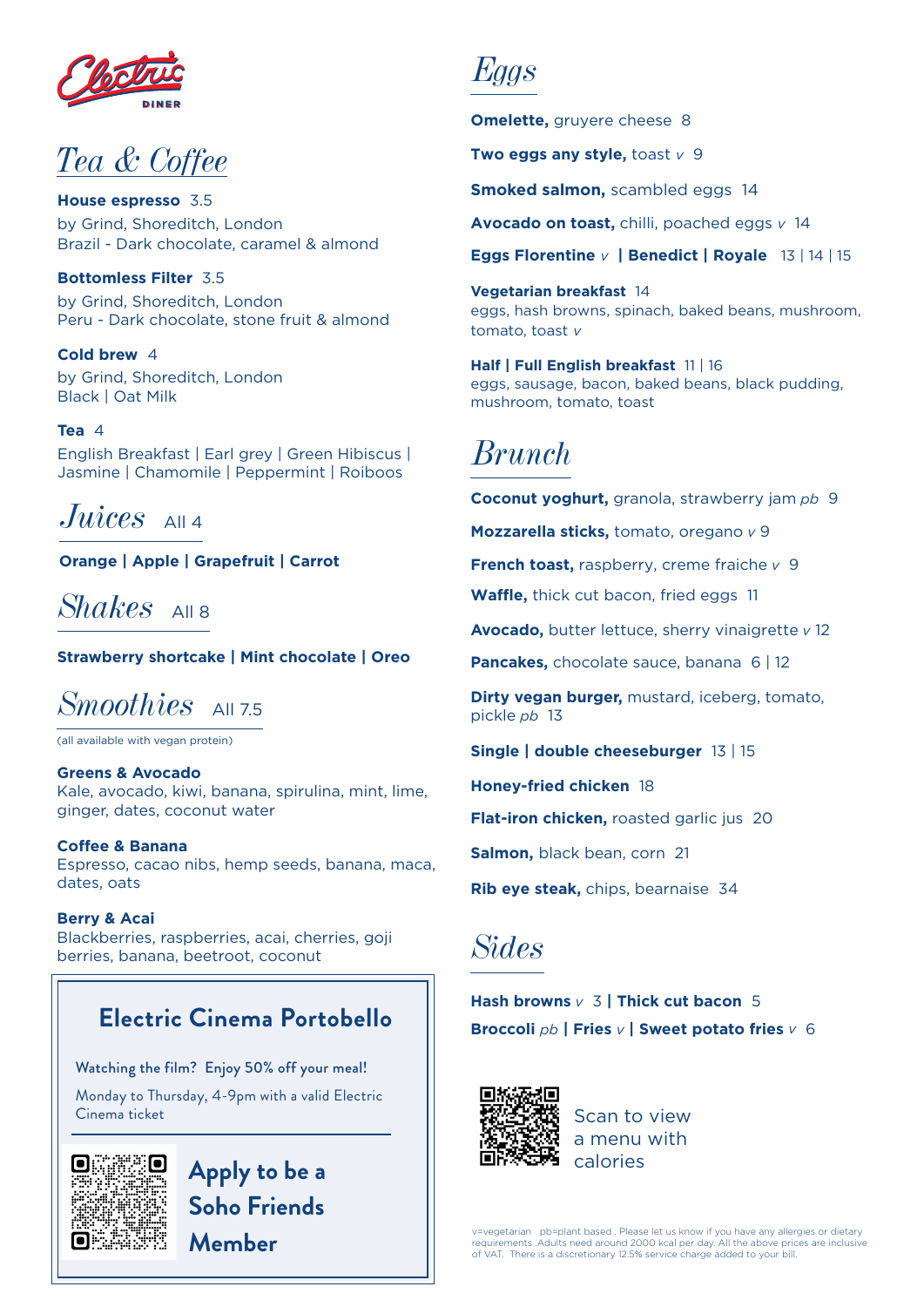# Electric DINER

## Tea & Coffee

**House espresso** 3.5
by Grind, Shoreditch, London
Brazil - Dark chocolate, caramel & almond

**Bottomless Filter** 3.5
by Grind, Shoreditch, London
Peru - Dark chocolate, stone fruit & almond

**Cold brew** 4
by Grind, Shoreditch, London
Black | Oat Milk

**Tea** 4
English Breakfast | Earl grey | Green Hibiscus | Jasmine | Chamomile | Peppermint | Roiboos

## Juices All 4

**Orange | Apple | Grapefruit | Carrot**

## Shakes All 8

**Strawberry shortcake | Mint chocolate | Oreo**

## Smoothies All 7.5

(all available with vegan protein)

**Greens & Avocado**
Kale, avocado, kiwi, banana, spirulina, mint, lime, ginger, dates, coconut water

**Coffee & Banana**
Espresso, cacao nibs, hemp seeds, banana, maca, dates, oats

**Berry & Acai**
Blackberries, raspberries, acai, cherries, goji berries, banana, beetroot, coconut

### Electric Cinema Portobello

Watching the film? Enjoy 50% off your meal!

Monday to Thursday, 4-9pm with a valid Electric Cinema ticket

**Apply to be a Soho Friends Member**

## Eggs

**Omelette,** gruyere cheese 8

**Two eggs any style,** toast *v* 9

**Smoked salmon,** scambled eggs 14

**Avocado on toast,** chilli, poached eggs *v* 14

**Eggs Florentine** *v* **| Benedict | Royale** 13 | 14 | 15

**Vegetarian breakfast** 14
eggs, hash browns, spinach, baked beans, mushroom, tomato, toast *v*

**Half | Full English breakfast** 11 | 16
eggs, sausage, bacon, baked beans, black pudding, mushroom, tomato, toast

## Brunch

**Coconut yoghurt,** granola, strawberry jam *pb* 9

**Mozzarella sticks,** tomato, oregano *v* 9

**French toast,** raspberry, creme fraiche *v* 9

**Waffle,** thick cut bacon, fried eggs 11

**Avocado,** butter lettuce, sherry vinaigrette *v* 12

**Pancakes,** chocolate sauce, banana 6 | 12

**Dirty vegan burger,** mustard, iceberg, tomato, pickle *pb* 13

**Single | double cheeseburger** 13 | 15

**Honey-fried chicken** 18

**Flat-iron chicken,** roasted garlic jus 20

**Salmon,** black bean, corn 21

**Rib eye steak,** chips, bearnaise 34

## Sides

**Hash browns** *v* 3 **| Thick cut bacon** 5

**Broccoli** *pb* **| Fries** *v* **| Sweet potato fries** *v* 6

Scan to view a menu with calories

v=vegetarian pb=plant based . Please let us know if you have any allergies or dietary requirements .Adults need around 2000 kcal per day. All the above prices are inclusive of VAT. There is a discretionary 12.5% service charge added to your bill.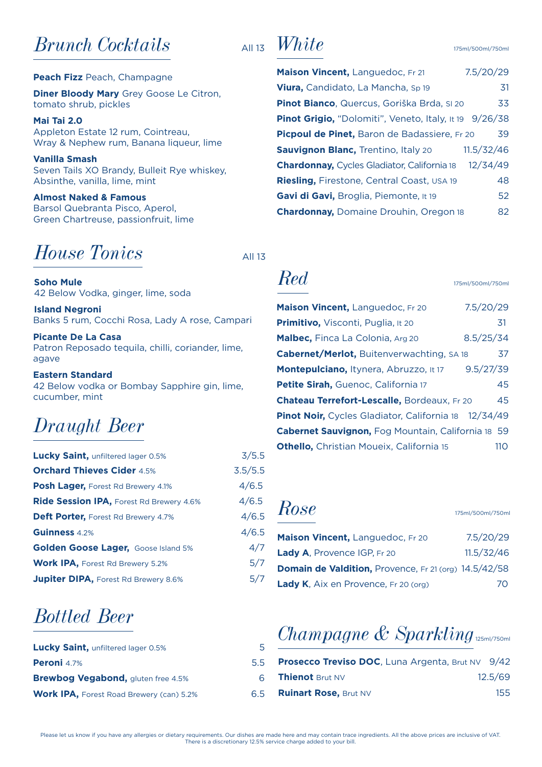## *Brunch Cocktails*

All 13

**Peach Fizz** Peach, Champagne

**Diner Bloody Mary** Grey Goose Le Citron, tomato shrub, pickles

**Mai Tai 2.0**
Appleton Estate 12 rum, Cointreau, Wray & Nephew rum, Banana liqueur, lime

**Vanilla Smash**
Seven Tails XO Brandy, Bulleit Rye whiskey, Absinthe, vanilla, lime, mint

**Almost Naked & Famous**
Barsol Quebranta Pisco, Aperol, Green Chartreuse, passionfruit, lime

## *House Tonics*

All 13

**Soho Mule**
42 Below Vodka, ginger, lime, soda

**Island Negroni**
Banks 5 rum, Cocchi Rosa, Lady A rose, Campari

**Picante De La Casa**
Patron Reposado tequila, chilli, coriander, lime, agave

**Eastern Standard**
42 Below vodka or Bombay Sapphire gin, lime, cucumber, mint

## *Draught Beer*

| | |
|---|---|
| **Lucky Saint,** unfiltered lager 0.5% | 3/5.5 |
| **Orchard Thieves Cider** 4.5% | 3.5/5.5 |
| **Posh Lager,** Forest Rd Brewery 4.1% | 4/6.5 |
| **Ride Session IPA,** Forest Rd Brewery 4.6% | 4/6.5 |
| **Deft Porter,** Forest Rd Brewery 4.7% | 4/6.5 |
| **Guinness** 4.2% | 4/6.5 |
| **Golden Goose Lager,** Goose Island 5% | 4/7 |
| **Work IPA,** Forest Rd Brewery 5.2% | 5/7 |
| **Jupiter DIPA,** Forest Rd Brewery 8.6% | 5/7 |

## *Bottled Beer*

| | |
|---|---|
| **Lucky Saint,** unfiltered lager 0.5% | 5 |
| **Peroni** 4.7% | 5.5 |
| **Brewbog Vegabond,** gluten free 4.5% | 6 |
| **Work IPA,** Forest Road Brewery (can) 5.2% | 6.5 |

## *White*

175ml/500ml/750ml

| | |
|---|---|
| **Maison Vincent,** Languedoc, Fr 21 | 7.5/20/29 |
| **Viura,** Candidato, La Mancha, Sp 19 | 31 |
| **Pinot Bianco**, Quercus, Goriška Brda, Sl 20 | 33 |
| **Pinot Grigio,** "Dolomiti", Veneto, Italy, It 19 | 9/26/38 |
| **Picpoul de Pinet,** Baron de Badassiere, Fr 20 | 39 |
| **Sauvignon Blanc,** Trentino, Italy 20 | 11.5/32/46 |
| **Chardonnay,** Cycles Gladiator, California 18 | 12/34/49 |
| **Riesling,** Firestone, Central Coast, USA 19 | 48 |
| **Gavi di Gavi,** Broglia, Piemonte, It 19 | 52 |
| **Chardonnay,** Domaine Drouhin, Oregon 18 | 82 |

## *Red*

175ml/500ml/750ml

| | |
|---|---|
| **Maison Vincent,** Languedoc, Fr 20 | 7.5/20/29 |
| **Primitivo,** Visconti, Puglia, It 20 | 31 |
| **Malbec,** Finca La Colonia, Arg 20 | 8.5/25/34 |
| **Cabernet/Merlot,** Buitenverwachting, SA 18 | 37 |
| **Montepulciano,** Itynera, Abruzzo, It 17 | 9.5/27/39 |
| **Petite Sirah,** Guenoc, California 17 | 45 |
| **Chateau Terrefort-Lescalle,** Bordeaux, Fr 20 | 45 |
| **Pinot Noir,** Cycles Gladiator, California 18 | 12/34/49 |
| **Cabernet Sauvignon,** Fog Mountain, California 18 | 59 |
| **Othello,** Christian Moueix, California 15 | 110 |

## *Rose*

175ml/500ml/750ml

| | |
|---|---|
| **Maison Vincent,** Languedoc, Fr 20 | 7.5/20/29 |
| **Lady A**, Provence IGP, Fr 20 | 11.5/32/46 |
| **Domain de Valdition,** Provence, Fr 21 (org) | 14.5/42/58 |
| **Lady K**, Aix en Provence, Fr 20 (org) | 70 |

## *Champagne & Sparkling*

125ml/750ml

| | |
|---|---|
| **Prosecco Treviso DOC**, Luna Argenta, Brut NV | 9/42 |
| **Thienot** Brut NV | 12.5/69 |
| **Ruinart Rose,** Brut NV | 155 |

Please let us know if you have any allergies or dietary requirements. Our dishes are made here and may contain trace ingredients. All the above prices are inclusive of VAT. There is a discretionary 12.5% service charge added to your bill.